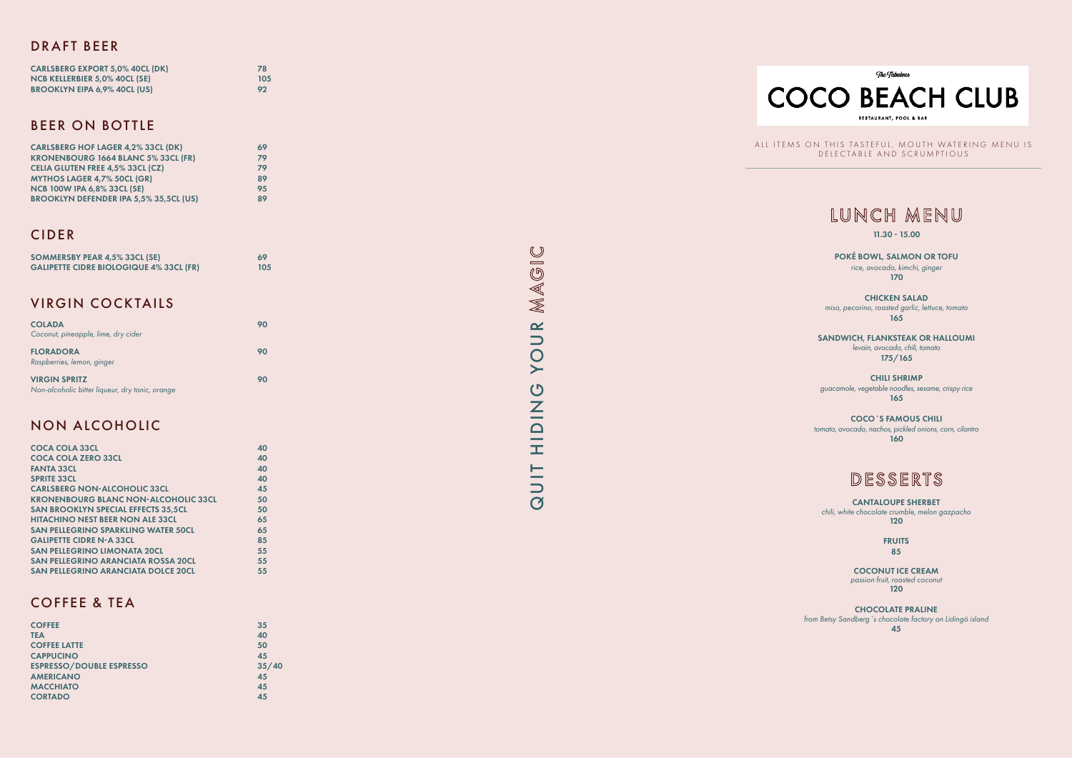## DRAFT BEER

| | |
|---|---|
| CARLSBERG EXPORT 5,0% 40CL (DK) | 78 |
| NCB KELLERBIER 5,0% 40CL (SE) | 105 |
| BROOKLYN EIPA 6,9% 40CL (US) | 92 |

## BEER ON BOTTLE

| | |
|---|---|
| CARLSBERG HOF LAGER 4,2% 33CL (DK) | 69 |
| KRONENBOURG 1664 BLANC 5% 33CL (FR) | 79 |
| CELIA GLUTEN FREE 4,5% 33CL (CZ) | 79 |
| MYTHOS LAGER 4,7% 50CL (GR) | 89 |
| NCB 100W IPA 6,8% 33CL (SE) | 95 |
| BROOKLYN DEFENDER IPA 5,5% 35,5CL (US) | 89 |

## CIDER

| | |
|---|---|
| SOMMERSBY PEAR 4,5% 33CL (SE) | 69 |
| GALIPETTE CIDRE BIOLOGIQUE 4% 33CL (FR) | 105 |

## VIRGIN COCKTAILS

**COLADA** — 90
*Coconut, pineapple, lime, dry cider*

**FLORADORA** — 90
*Raspberries, lemon, ginger*

**VIRGIN SPRITZ** — 90
*Non-alcoholic bitter liqueur, dry tonic, orange*

## NON ALCOHOLIC

| | |
|---|---|
| COCA COLA 33CL | 40 |
| COCA COLA ZERO 33CL | 40 |
| FANTA 33CL | 40 |
| SPRITE 33CL | 40 |
| CARLSBERG NON-ALCOHOLIC 33CL | 45 |
| KRONENBOURG BLANC NON-ALCOHOLIC 33CL | 50 |
| SAN BROOKLYN SPECIAL EFFECTS 35,5CL | 50 |
| HITACHINO NEST BEER NON ALE 33CL | 65 |
| SAN PELLEGRINO SPARKLING WATER 50CL | 65 |
| GALIPETTE CIDRE N-A 33CL | 85 |
| SAN PELLEGRINO LIMONATA 20CL | 55 |
| SAN PELLEGRINO ARANCIATA ROSSA 20CL | 55 |
| SAN PELLEGRINO ARANCIATA DOLCE 20CL | 55 |

## COFFEE & TEA

| | |
|---|---|
| COFFEE | 35 |
| TEA | 40 |
| COFFEE LATTE | 50 |
| CAPPUCINO | 45 |
| ESPRESSO/DOUBLE ESPRESSO | 35/40 |
| AMERICANO | 45 |
| MACCHIATO | 45 |
| CORTADO | 45 |

QUIT HIDING YOUR MAGIC

The Fabulous
# COCO BEACH CLUB
RESTAURANT, POOL & BAR

ALL ITEMS ON THIS TASTEFUL, MOUTH WATERING MENU IS DELECTABLE AND SCRUMPTIOUS

## LUNCH MENU

**11.30 - 15.00**

**POKÉ BOWL, SALMON OR TOFU**
*rice, avocado, kimchi, ginger*
**170**

**CHICKEN SALAD**
*miso, pecorino, roasted garlic, lettuce, tomato*
**165**

**SANDWICH, FLANKSTEAK OR HALLOUMI**
*levain, avocado, chili, tomato*
**175/165**

**CHILI SHRIMP**
*guacamole, vegetable noodles, sesame, crispy rice*
**165**

**COCO´S FAMOUS CHILI**
*tomato, avocado, nachos, pickled onions, corn, cilantro*
**160**

## DESSERTS

**CANTALOUPE SHERBET**
*chili, white chocolate crumble, melon gazpacho*
**120**

**FRUITS**
**85**

**COCONUT ICE CREAM**
*passion fruit, roasted coconut*
**120**

**CHOCOLATE PRALINE**
*from Betsy Sandberg´s chocolate factory on Lidingö island*
**45**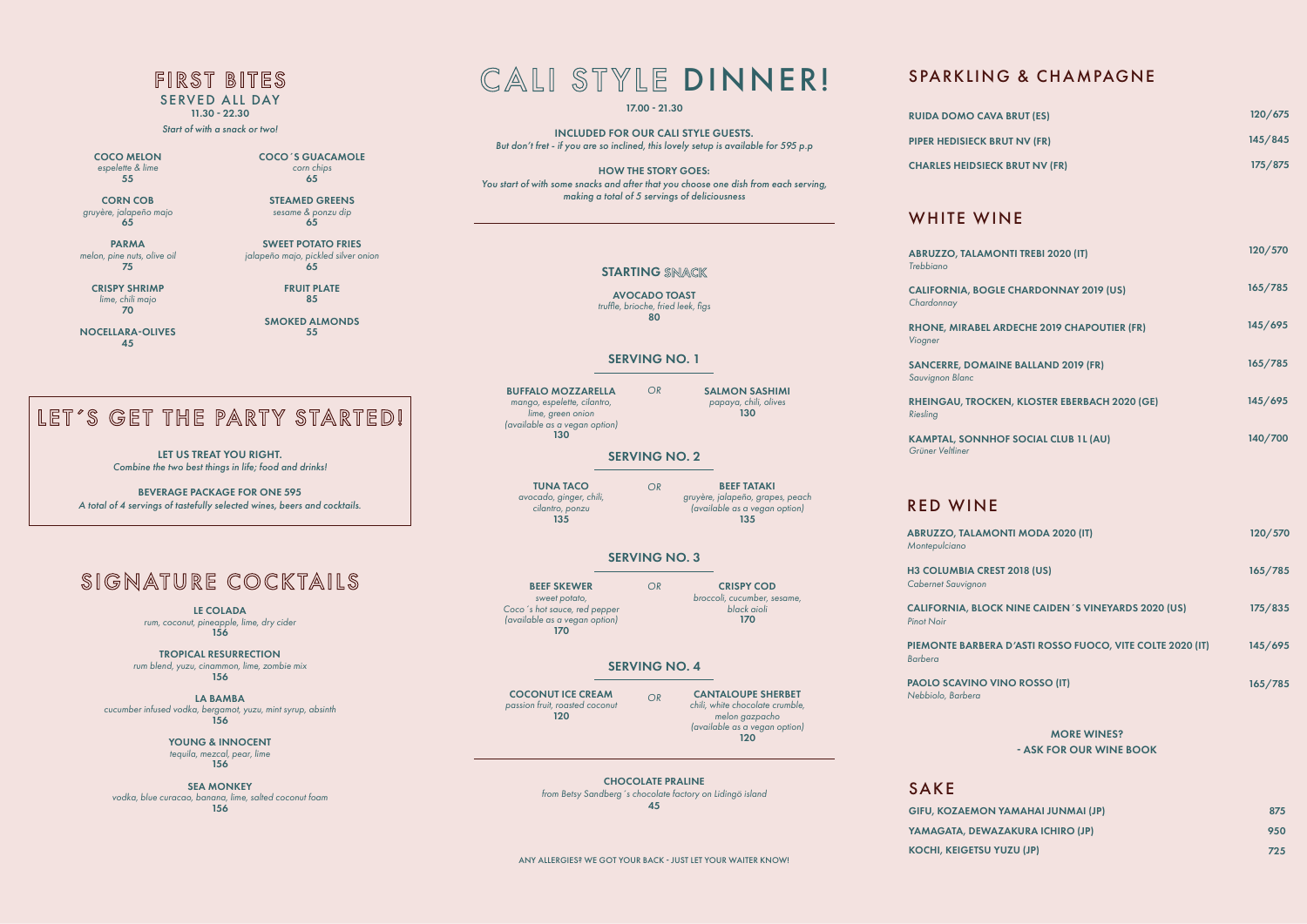# FIRST BITES

## SERVED ALL DAY

11.30 - 22.30

*Start of with a snack or two!*

**COCO MELON**
*espelette & lime*
55

**CORN COB**
*gruyère, jalapeño majo*
65

**PARMA**
*melon, pine nuts, olive oil*
75

**CRISPY SHRIMP**
*lime, chili majo*
70

**NOCELLARA-OLIVES**
45

**COCO´S GUACAMOLE**
*corn chips*
65

**STEAMED GREENS**
*sesame & ponzu dip*
65

**SWEET POTATO FRIES**
*jalapeño majo, pickled silver onion*
65

**FRUIT PLATE**
85

**SMOKED ALMONDS**
55

# LET´S GET THE PARTY STARTED!

**LET US TREAT YOU RIGHT.**
*Combine the two best things in life; food and drinks!*

**BEVERAGE PACKAGE FOR ONE 595**
*A total of 4 servings of tastefully selected wines, beers and cocktails.*

# SIGNATURE COCKTAILS

**LE COLADA**
*rum, coconut, pineapple, lime, dry cider*
156

**TROPICAL RESURRECTION**
*rum blend, yuzu, cinnamon, lime, zombie mix*
156

**LA BAMBA**
*cucumber infused vodka, bergamot, yuzu, mint syrup, absinth*
156

**YOUNG & INNOCENT**
*tequila, mezcal, pear, lime*
156

**SEA MONKEY**
*vodka, blue curacao, banana, lime, salted coconut foam*
156

# CALI STYLE DINNER!

17.00 - 21.30

**INCLUDED FOR OUR CALI STYLE GUESTS.**
*But don't fret - if you are so inclined, this lovely setup is available for 595 p.p*

**HOW THE STORY GOES:**
*You start of with some snacks and after that you choose one dish from each serving, making a total of 5 servings of deliciousness*

## STARTING SNACK

**AVOCADO TOAST**
*truffle, brioche, fried leek, figs*
80

## SERVING NO. 1

**BUFFALO MOZZARELLA**
*mango, espelette, cilantro, lime, green onion (available as a vegan option)*
130

*OR*

**SALMON SASHIMI**
*papaya, chili, olives*
130

## SERVING NO. 2

**TUNA TACO**
*avocado, ginger, chili, cilantro, ponzu*
135

*OR*

**BEEF TATAKI**
*gruyère, jalapeño, grapes, peach (available as a vegan option)*
135

## SERVING NO. 3

**BEEF SKEWER**
*sweet potato, Coco´s hot sauce, red pepper (available as a vegan option)*
170

*OR*

**CRISPY COD**
*broccoli, cucumber, sesame, black aioli*
170

## SERVING NO. 4

**COCONUT ICE CREAM**
*passion fruit, roasted coconut*
120

*OR*

**CANTALOUPE SHERBET**
*chili, white chocolate crumble, melon gazpacho (available as a vegan option)*
120

**CHOCOLATE PRALINE**
*from Betsy Sandberg´s chocolate factory on Lidingö island*
45

ANY ALLERGIES? WE GOT YOUR BACK - JUST LET YOUR WAITER KNOW!

# SPARKLING & CHAMPAGNE

| | |
|---|---|
| RUIDA DOMO CAVA BRUT (ES) | 120/675 |
| PIPER HEDISIECK BRUT NV (FR) | 145/845 |
| CHARLES HEIDSIECK BRUT NV (FR) | 175/875 |

# WHITE WINE

| | |
|---|---|
| ABRUZZO, TALAMONTI TREBI 2020 (IT) *Trebbiano* | 120/570 |
| CALIFORNIA, BOGLE CHARDONNAY 2019 (US) *Chardonnay* | 165/785 |
| RHONE, MIRABEL ARDECHE 2019 CHAPOUTIER (FR) *Viogner* | 145/695 |
| SANCERRE, DOMAINE BALLAND 2019 (FR) *Sauvignon Blanc* | 165/785 |
| RHEINGAU, TROCKEN, KLOSTER EBERBACH 2020 (GE) *Riesling* | 145/695 |
| KAMPTAL, SONNHOF SOCIAL CLUB 1 L (AU) *Grüner Veltliner* | 140/700 |

# RED WINE

| | |
|---|---|
| ABRUZZO, TALAMONTI MODA 2020 (IT) *Montepulciano* | 120/570 |
| H3 COLUMBIA CREST 2018 (US) *Cabernet Sauvignon* | 165/785 |
| CALIFORNIA, BLOCK NINE CAIDEN´S VINEYARDS 2020 (US) *Pinot Noir* | 175/835 |
| PIEMONTE BARBERA D'ASTI ROSSO FUOCO, VITE COLTE 2020 (IT) *Barbera* | 145/695 |
| PAOLO SCAVINO VINO ROSSO (IT) *Nebbiolo, Barbera* | 165/785 |

**MORE WINES?**
**- ASK FOR OUR WINE BOOK**

# SAKE

| | |
|---|---|
| GIFU, KOZAEMON YAMAHAI JUNMAI (JP) | 875 |
| YAMAGATA, DEWAZAKURA ICHIRO (JP) | 950 |
| KOCHI, KEIGETSU YUZU (JP) | 725 |